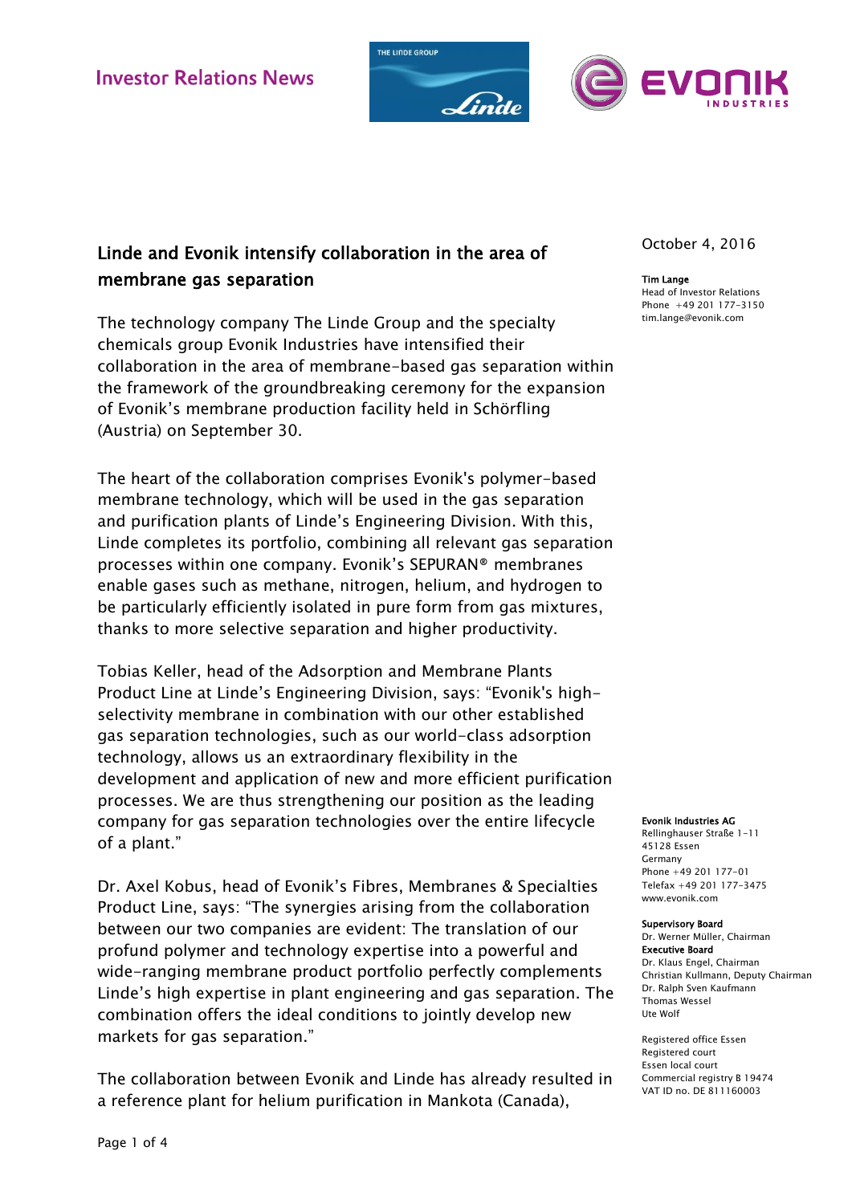Investor Relations News

October 4, 2016

**Tim Lange**
Head of Investor Relations
Phone +49 201 177-3150
tim.lange@evonik.com

## Linde and Evonik intensify collaboration in the area of membrane gas separation

The technology company The Linde Group and the specialty chemicals group Evonik Industries have intensified their collaboration in the area of membrane-based gas separation within the framework of the groundbreaking ceremony for the expansion of Evonik's membrane production facility held in Schörfling (Austria) on September 30.

The heart of the collaboration comprises Evonik's polymer-based membrane technology, which will be used in the gas separation and purification plants of Linde's Engineering Division. With this, Linde completes its portfolio, combining all relevant gas separation processes within one company. Evonik's SEPURAN® membranes enable gases such as methane, nitrogen, helium, and hydrogen to be particularly efficiently isolated in pure form from gas mixtures, thanks to more selective separation and higher productivity.

Tobias Keller, head of the Adsorption and Membrane Plants Product Line at Linde's Engineering Division, says: "Evonik's high-selectivity membrane in combination with our other established gas separation technologies, such as our world-class adsorption technology, allows us an extraordinary flexibility in the development and application of new and more efficient purification processes. We are thus strengthening our position as the leading company for gas separation technologies over the entire lifecycle of a plant."

Dr. Axel Kobus, head of Evonik's Fibres, Membranes & Specialties Product Line, says: "The synergies arising from the collaboration between our two companies are evident: The translation of our profund polymer and technology expertise into a powerful and wide-ranging membrane product portfolio perfectly complements Linde's high expertise in plant engineering and gas separation. The combination offers the ideal conditions to jointly develop new markets for gas separation."

The collaboration between Evonik and Linde has already resulted in a reference plant for helium purification in Mankota (Canada),

**Evonik Industries AG**
Rellinghauser Straße 1-11
45128 Essen
Germany
Phone +49 201 177-01
Telefax +49 201 177-3475
www.evonik.com

**Supervisory Board**
Dr. Werner Müller, Chairman
**Executive Board**
Dr. Klaus Engel, Chairman
Christian Kullmann, Deputy Chairman
Dr. Ralph Sven Kaufmann
Thomas Wessel
Ute Wolf

Registered office Essen
Registered court
Essen local court
Commercial registry B 19474
VAT ID no. DE 811160003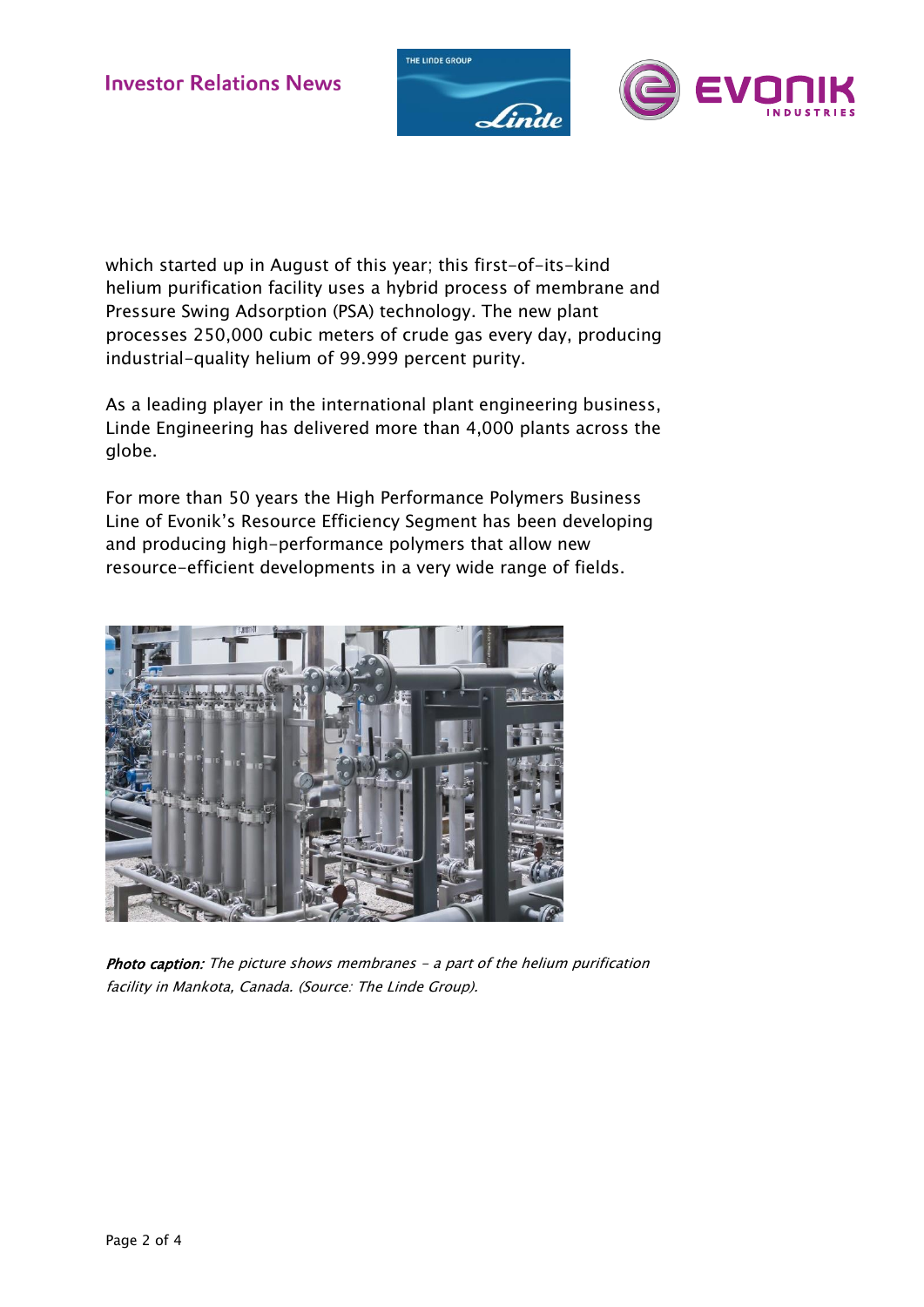which started up in August of this year; this first-of-its-kind helium purification facility uses a hybrid process of membrane and Pressure Swing Adsorption (PSA) technology. The new plant processes 250,000 cubic meters of crude gas every day, producing industrial-quality helium of 99.999 percent purity.

As a leading player in the international plant engineering business, Linde Engineering has delivered more than 4,000 plants across the globe.

For more than 50 years the High Performance Polymers Business Line of Evonik's Resource Efficiency Segment has been developing and producing high-performance polymers that allow new resource-efficient developments in a very wide range of fields.

***Photo caption:*** *The picture shows membranes – a part of the helium purification facility in Mankota, Canada. (Source: The Linde Group).*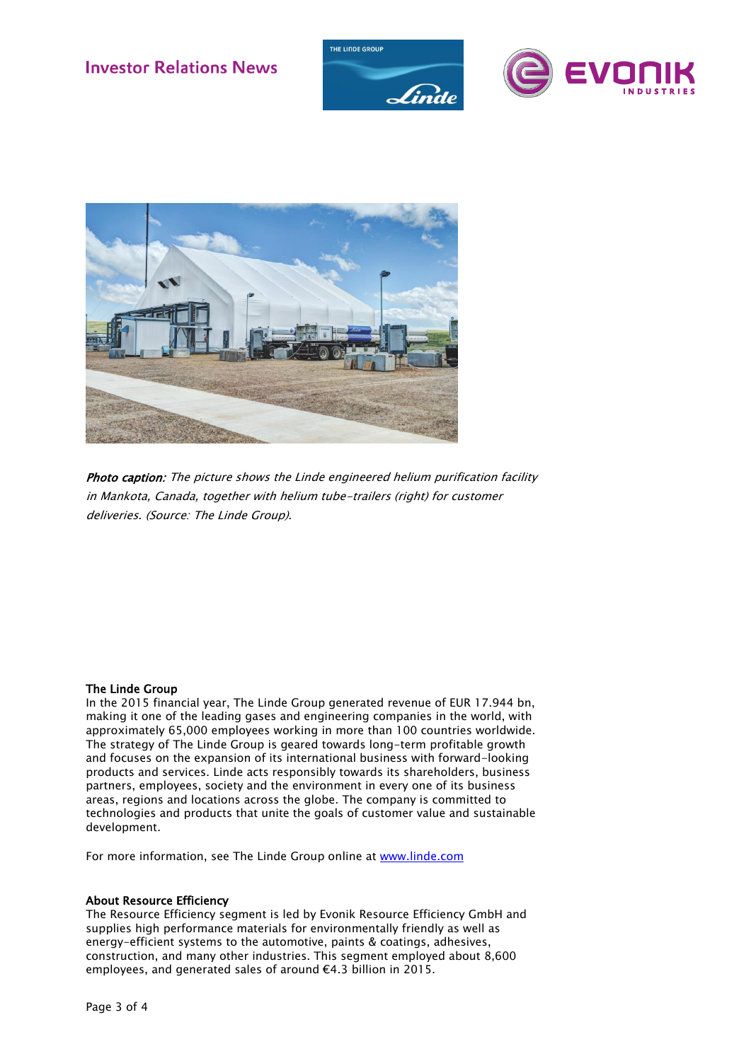*Photo caption: The picture shows the Linde engineered helium purification facility in Mankota, Canada, together with helium tube-trailers (right) for customer deliveries. (Source: The Linde Group).*

**The Linde Group**

In the 2015 financial year, The Linde Group generated revenue of EUR 17.944 bn, making it one of the leading gases and engineering companies in the world, with approximately 65,000 employees working in more than 100 countries worldwide. The strategy of The Linde Group is geared towards long-term profitable growth and focuses on the expansion of its international business with forward-looking products and services. Linde acts responsibly towards its shareholders, business partners, employees, society and the environment in every one of its business areas, regions and locations across the globe. The company is committed to technologies and products that unite the goals of customer value and sustainable development.

For more information, see The Linde Group online at [www.linde.com](http://www.linde.com)

**About Resource Efficiency**

The Resource Efficiency segment is led by Evonik Resource Efficiency GmbH and supplies high performance materials for environmentally friendly as well as energy-efficient systems to the automotive, paints & coatings, adhesives, construction, and many other industries. This segment employed about 8,600 employees, and generated sales of around €4.3 billion in 2015.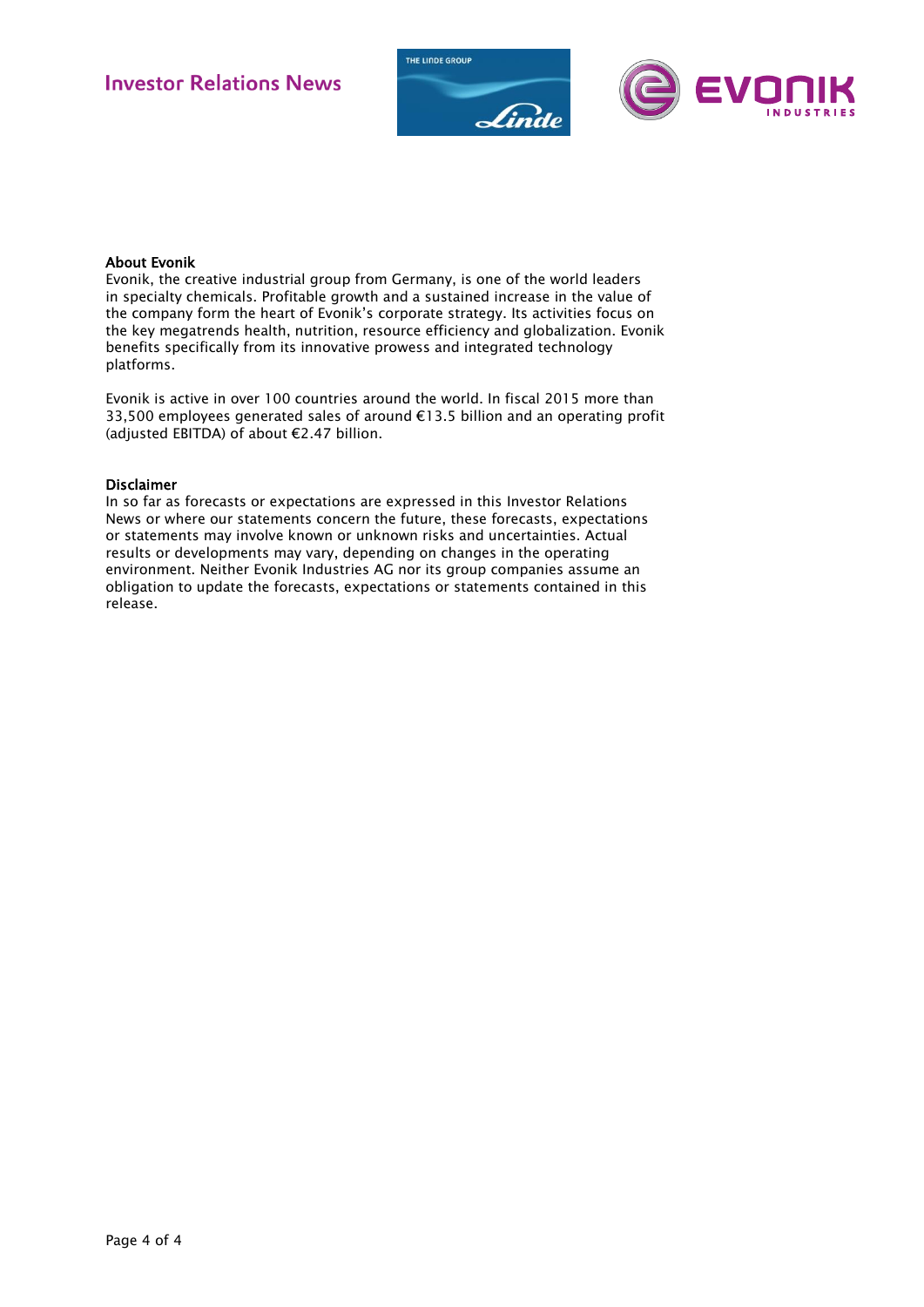**About Evonik**

Evonik, the creative industrial group from Germany, is one of the world leaders in specialty chemicals. Profitable growth and a sustained increase in the value of the company form the heart of Evonik's corporate strategy. Its activities focus on the key megatrends health, nutrition, resource efficiency and globalization. Evonik benefits specifically from its innovative prowess and integrated technology platforms.

Evonik is active in over 100 countries around the world. In fiscal 2015 more than 33,500 employees generated sales of around €13.5 billion and an operating profit (adjusted EBITDA) of about €2.47 billion.

**Disclaimer**

In so far as forecasts or expectations are expressed in this Investor Relations News or where our statements concern the future, these forecasts, expectations or statements may involve known or unknown risks and uncertainties. Actual results or developments may vary, depending on changes in the operating environment. Neither Evonik Industries AG nor its group companies assume an obligation to update the forecasts, expectations or statements contained in this release.